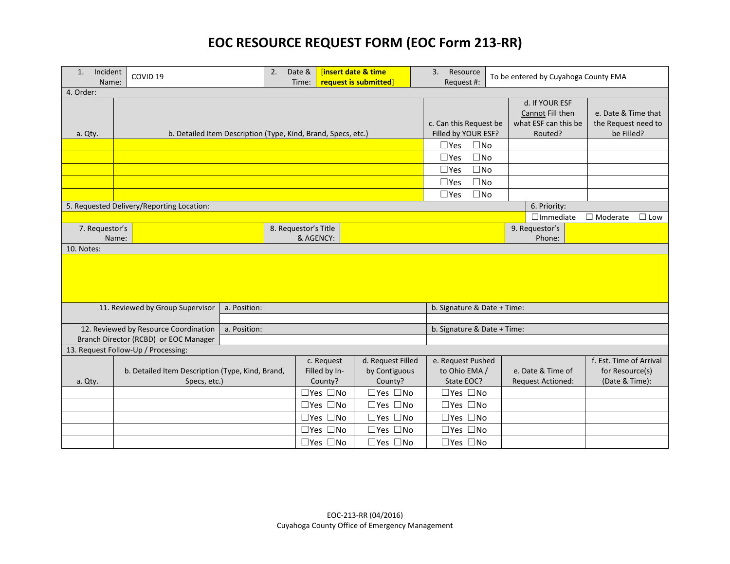# EOC RESOURCE REQUEST FORM (EOC Form 213-RR)

| 1. Incident Name: | COVID 19 | 2. Date & Time: | [insert date & time request is submitted] | 3. Resource Request #: | To be entered by Cuyahoga County EMA |
|---|---|---|---|---|---|

**4. Order:**

| a. Qty. | b. Detailed Item Description (Type, Kind, Brand, Specs, etc.) | c. Can this Request be Filled by YOUR ESF? | d. If YOUR ESF Cannot Fill then what ESF can this be Routed? | e. Date & Time that the Request need to be Filled? |
|---|---|---|---|---|
| | | ☐Yes ☐No | | |
| | | ☐Yes ☐No | | |
| | | ☐Yes ☐No | | |
| | | ☐Yes ☐No | | |
| | | ☐Yes ☐No | | |

| 5. Requested Delivery/Reporting Location: | 6. Priority: |
|---|---|
| | ☐Immediate ☐ Moderate ☐ Low |

| 7. Requestor's Name: | | 8. Requestor's Title & AGENCY: | | 9. Requestor's Phone: | |
|---|---|---|---|---|---|

**10. Notes:**

| 11. Reviewed by Group Supervisor | a. Position: | b. Signature & Date + Time: |
|---|---|---|
| 12. Reviewed by Resource Coordination Branch Director (RCBD) or EOC Manager | a. Position: | b. Signature & Date + Time: |

**13. Request Follow-Up / Processing:**

| a. Qty. | b. Detailed Item Description (Type, Kind, Brand, Specs, etc.) | c. Request Filled by In-County? | d. Request Filled by Contiguous County? | e. Request Pushed to Ohio EMA / State EOC? | e. Date & Time of Request Actioned: | f. Est. Time of Arrival for Resource(s) (Date & Time): |
|---|---|---|---|---|---|---|
| | | ☐Yes ☐No | ☐Yes ☐No | ☐Yes ☐No | | |
| | | ☐Yes ☐No | ☐Yes ☐No | ☐Yes ☐No | | |
| | | ☐Yes ☐No | ☐Yes ☐No | ☐Yes ☐No | | |
| | | ☐Yes ☐No | ☐Yes ☐No | ☐Yes ☐No | | |
| | | ☐Yes ☐No | ☐Yes ☐No | ☐Yes ☐No | | |

EOC-213-RR (04/2016)
Cuyahoga County Office of Emergency Management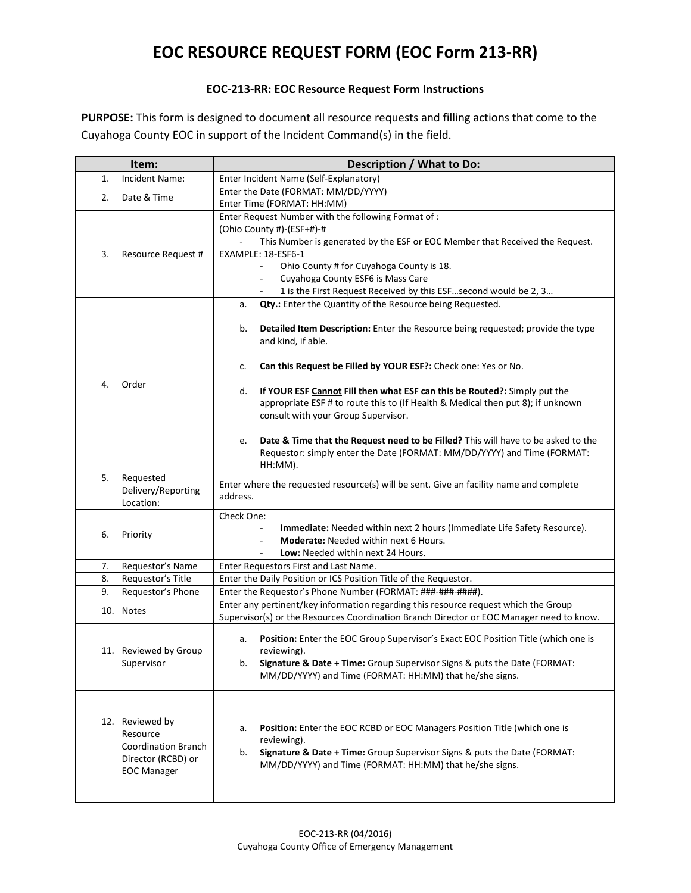# EOC RESOURCE REQUEST FORM (EOC Form 213-RR)

**EOC-213-RR: EOC Resource Request Form Instructions**

**PURPOSE:** This form is designed to document all resource requests and filling actions that come to the Cuyahoga County EOC in support of the Incident Command(s) in the field.

| Item: | Description / What to Do: |
|---|---|
| 1. Incident Name: | Enter Incident Name (Self-Explanatory) |
| 2. Date & Time | Enter the Date (FORMAT: MM/DD/YYYY)<br>Enter Time (FORMAT: HH:MM) |
| 3. Resource Request # | Enter Request Number with the following Format of :<br>(Ohio County #)-(ESF+#)-#<br>- This Number is generated by the ESF or EOC Member that Received the Request.<br>EXAMPLE: 18-ESF6-1<br>- Ohio County # for Cuyahoga County is 18.<br>- Cuyahoga County ESF6 is Mass Care<br>- 1 is the First Request Received by this ESF…second would be 2, 3… |
| 4. Order | a. **Qty.:** Enter the Quantity of the Resource being Requested.<br>b. **Detailed Item Description:** Enter the Resource being requested; provide the type and kind, if able.<br>c. **Can this Request be Filled by YOUR ESF?:** Check one: Yes or No.<br>d. **If YOUR ESF Cannot Fill then what ESF can this be Routed?:** Simply put the appropriate ESF # to route this to (If Health & Medical then put 8); if unknown consult with your Group Supervisor.<br>e. **Date & Time that the Request need to be Filled?** This will have to be asked to the Requestor: simply enter the Date (FORMAT: MM/DD/YYYY) and Time (FORMAT: HH:MM). |
| 5. Requested Delivery/Reporting Location: | Enter where the requested resource(s) will be sent. Give an facility name and complete address. |
| 6. Priority | Check One:<br>- **Immediate:** Needed within next 2 hours (Immediate Life Safety Resource).<br>- **Moderate:** Needed within next 6 Hours.<br>- **Low:** Needed within next 24 Hours. |
| 7. Requestor's Name | Enter Requestors First and Last Name. |
| 8. Requestor's Title | Enter the Daily Position or ICS Position Title of the Requestor. |
| 9. Requestor's Phone | Enter the Requestor's Phone Number (FORMAT: ###-###-####). |
| 10. Notes | Enter any pertinent/key information regarding this resource request which the Group Supervisor(s) or the Resources Coordination Branch Director or EOC Manager need to know. |
| 11. Reviewed by Group Supervisor | a. **Position:** Enter the EOC Group Supervisor's Exact EOC Position Title (which one is reviewing).<br>b. **Signature & Date + Time:** Group Supervisor Signs & puts the Date (FORMAT: MM/DD/YYYY) and Time (FORMAT: HH:MM) that he/she signs. |
| 12. Reviewed by Resource Coordination Branch Director (RCBD) or EOC Manager | a. **Position:** Enter the EOC RCBD or EOC Managers Position Title (which one is reviewing).<br>b. **Signature & Date + Time:** Group Supervisor Signs & puts the Date (FORMAT: MM/DD/YYYY) and Time (FORMAT: HH:MM) that he/she signs. |

EOC-213-RR (04/2016)
Cuyahoga County Office of Emergency Management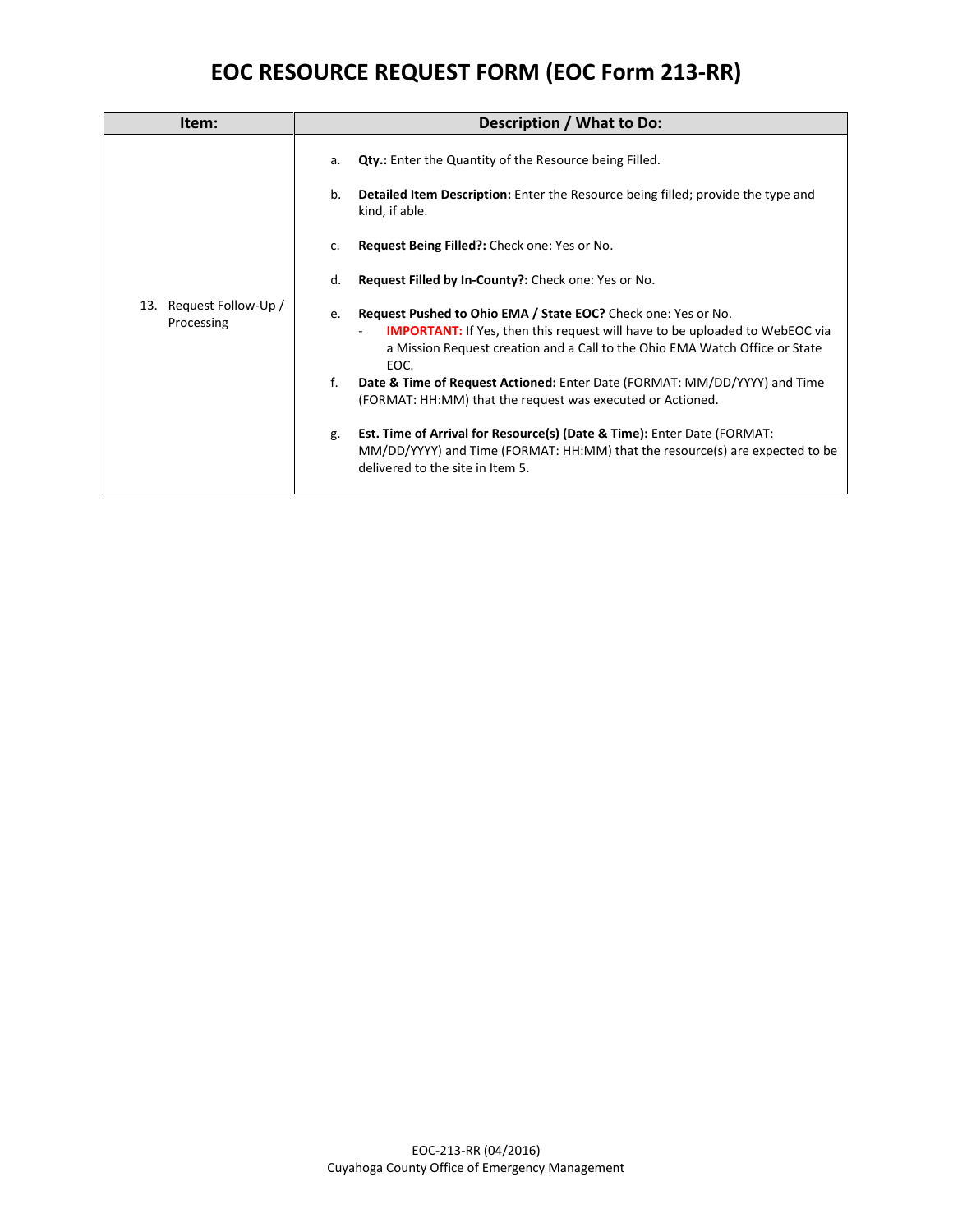# EOC RESOURCE REQUEST FORM (EOC Form 213-RR)

| Item: | Description / What to Do: |
|---|---|
| 13. Request Follow-Up / Processing | a. **Qty.:** Enter the Quantity of the Resource being Filled.<br><br>b. **Detailed Item Description:** Enter the Resource being filled; provide the type and kind, if able.<br><br>c. **Request Being Filled?:** Check one: Yes or No.<br><br>d. **Request Filled by In-County?:** Check one: Yes or No.<br><br>e. **Request Pushed to Ohio EMA / State EOC?** Check one: Yes or No.<br>- **IMPORTANT:** If Yes, then this request will have to be uploaded to WebEOC via a Mission Request creation and a Call to the Ohio EMA Watch Office or State EOC.<br><br>f. **Date & Time of Request Actioned:** Enter Date (FORMAT: MM/DD/YYYY) and Time (FORMAT: HH:MM) that the request was executed or Actioned.<br><br>g. **Est. Time of Arrival for Resource(s) (Date & Time):** Enter Date (FORMAT: MM/DD/YYYY) and Time (FORMAT: HH:MM) that the resource(s) are expected to be delivered to the site in Item 5. |

EOC-213-RR (04/2016)
Cuyahoga County Office of Emergency Management